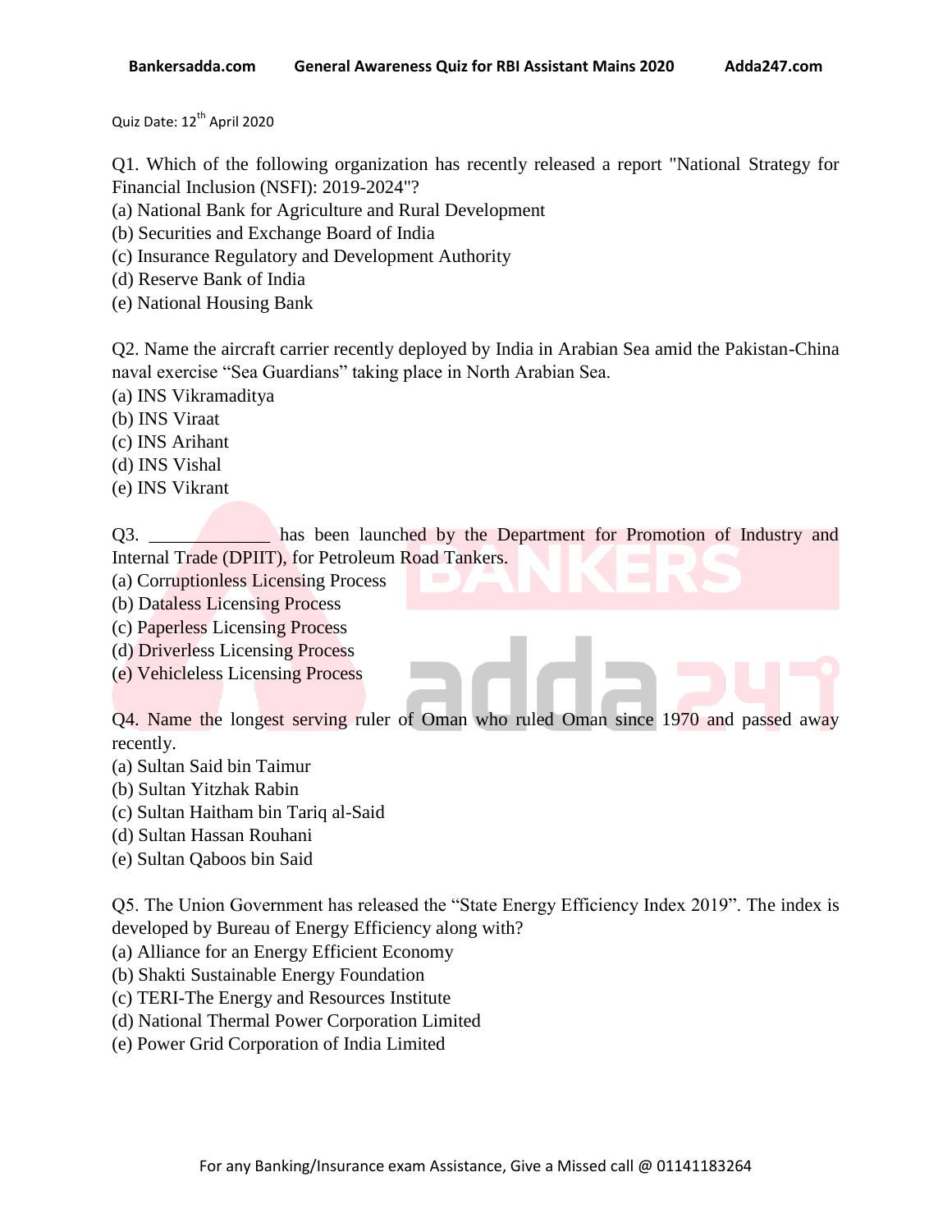Quiz Date: 12th April 2020

Q1. Which of the following organization has recently released a report "National Strategy for Financial Inclusion (NSFI): 2019-2024"?

(a) National Bank for Agriculture and Rural Development
(b) Securities and Exchange Board of India
(c) Insurance Regulatory and Development Authority
(d) Reserve Bank of India
(e) National Housing Bank

Q2. Name the aircraft carrier recently deployed by India in Arabian Sea amid the Pakistan-China naval exercise "Sea Guardians" taking place in North Arabian Sea.

(a) INS Vikramaditya
(b) INS Viraat
(c) INS Arihant
(d) INS Vishal
(e) INS Vikrant

Q3. _____________ has been launched by the Department for Promotion of Industry and Internal Trade (DPIIT), for Petroleum Road Tankers.

(a) Corruptionless Licensing Process
(b) Dataless Licensing Process
(c) Paperless Licensing Process
(d) Driverless Licensing Process
(e) Vehicleless Licensing Process

Q4. Name the longest serving ruler of Oman who ruled Oman since 1970 and passed away recently.

(a) Sultan Said bin Taimur
(b) Sultan Yitzhak Rabin
(c) Sultan Haitham bin Tariq al-Said
(d) Sultan Hassan Rouhani
(e) Sultan Qaboos bin Said

Q5. The Union Government has released the "State Energy Efficiency Index 2019". The index is developed by Bureau of Energy Efficiency along with?

(a) Alliance for an Energy Efficient Economy
(b) Shakti Sustainable Energy Foundation
(c) TERI-The Energy and Resources Institute
(d) National Thermal Power Corporation Limited
(e) Power Grid Corporation of India Limited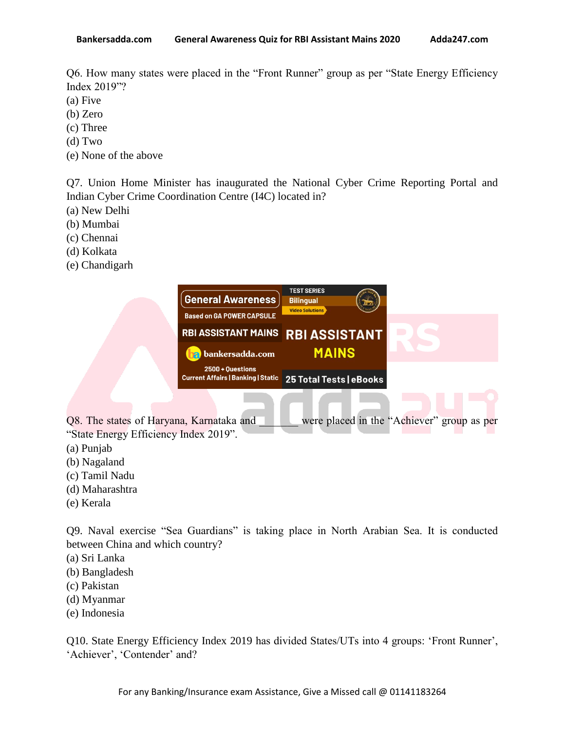Q6. How many states were placed in the "Front Runner" group as per "State Energy Efficiency Index 2019"?
(a) Five
(b) Zero
(c) Three
(d) Two
(e) None of the above

Q7. Union Home Minister has inaugurated the National Cyber Crime Reporting Portal and Indian Cyber Crime Coordination Centre (I4C) located in?
(a) New Delhi
(b) Mumbai
(c) Chennai
(d) Kolkata
(e) Chandigarh

Q8. The states of Haryana, Karnataka and ________ were placed in the "Achiever" group as per "State Energy Efficiency Index 2019".
(a) Punjab
(b) Nagaland
(c) Tamil Nadu
(d) Maharashtra
(e) Kerala

Q9. Naval exercise "Sea Guardians" is taking place in North Arabian Sea. It is conducted between China and which country?
(a) Sri Lanka
(b) Bangladesh
(c) Pakistan
(d) Myanmar
(e) Indonesia

Q10. State Energy Efficiency Index 2019 has divided States/UTs into 4 groups: 'Front Runner', 'Achiever', 'Contender' and?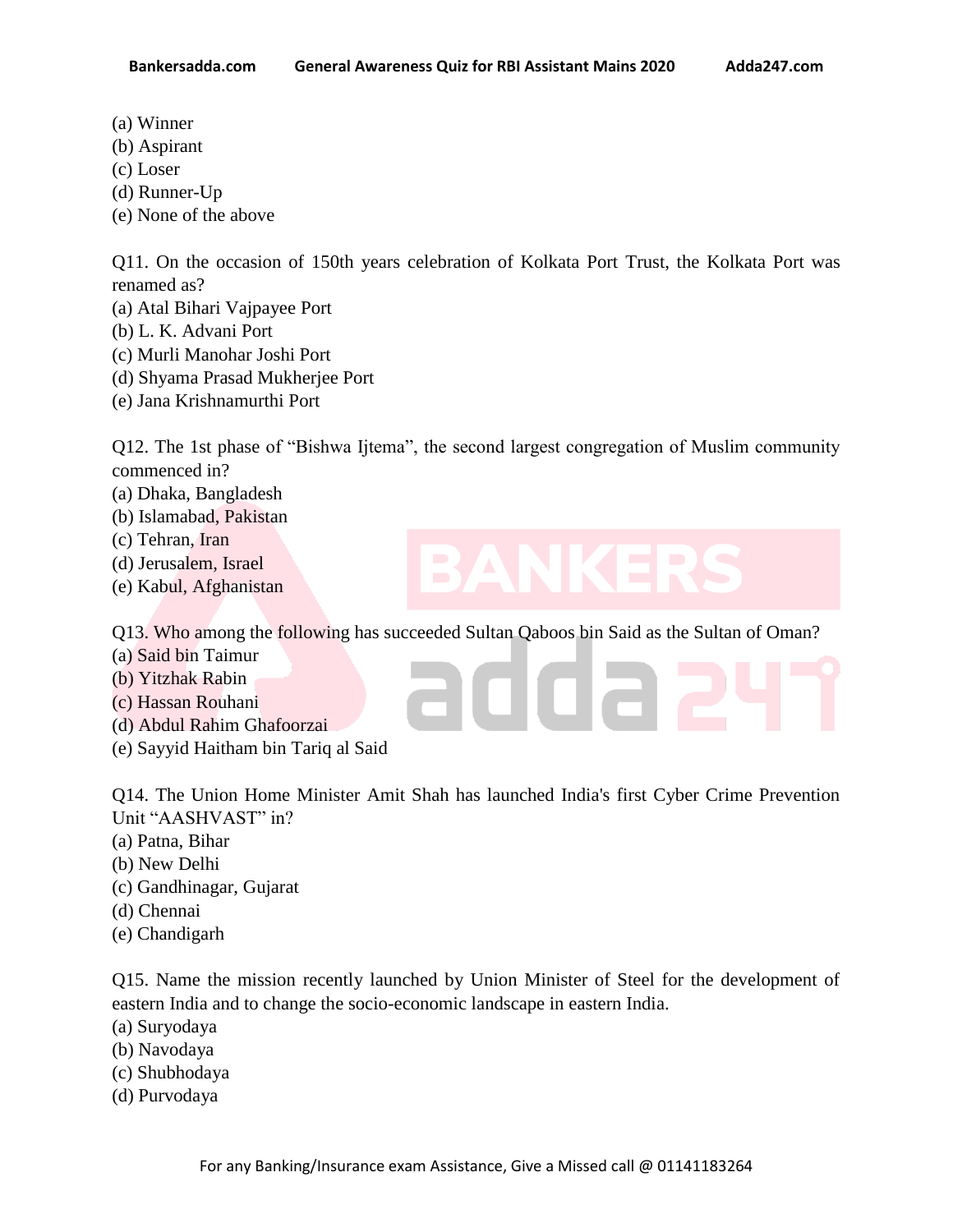(a) Winner
(b) Aspirant
(c) Loser
(d) Runner-Up
(e) None of the above

Q11. On the occasion of 150th years celebration of Kolkata Port Trust, the Kolkata Port was renamed as?
(a) Atal Bihari Vajpayee Port
(b) L. K. Advani Port
(c) Murli Manohar Joshi Port
(d) Shyama Prasad Mukherjee Port
(e) Jana Krishnamurthi Port

Q12. The 1st phase of "Bishwa Ijtema", the second largest congregation of Muslim community commenced in?
(a) Dhaka, Bangladesh
(b) Islamabad, Pakistan
(c) Tehran, Iran
(d) Jerusalem, Israel
(e) Kabul, Afghanistan

Q13. Who among the following has succeeded Sultan Qaboos bin Said as the Sultan of Oman?
(a) Said bin Taimur
(b) Yitzhak Rabin
(c) Hassan Rouhani
(d) Abdul Rahim Ghafoorzai
(e) Sayyid Haitham bin Tariq al Said

Q14. The Union Home Minister Amit Shah has launched India's first Cyber Crime Prevention Unit "AASHVAST" in?
(a) Patna, Bihar
(b) New Delhi
(c) Gandhinagar, Gujarat
(d) Chennai
(e) Chandigarh

Q15. Name the mission recently launched by Union Minister of Steel for the development of eastern India and to change the socio-economic landscape in eastern India.
(a) Suryodaya
(b) Navodaya
(c) Shubhodaya
(d) Purvodaya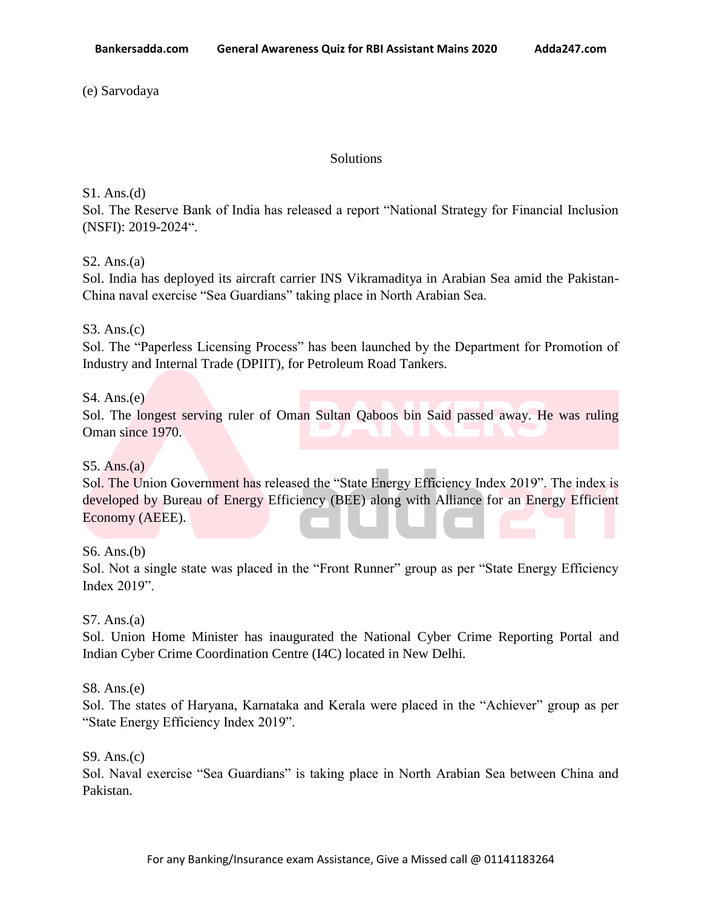(e) Sarvodaya

## Solutions

S1. Ans.(d)
Sol. The Reserve Bank of India has released a report "National Strategy for Financial Inclusion (NSFI): 2019-2024".

S2. Ans.(a)
Sol. India has deployed its aircraft carrier INS Vikramaditya in Arabian Sea amid the Pakistan-China naval exercise "Sea Guardians" taking place in North Arabian Sea.

S3. Ans.(c)
Sol. The "Paperless Licensing Process" has been launched by the Department for Promotion of Industry and Internal Trade (DPIIT), for Petroleum Road Tankers.

S4. Ans.(e)
Sol. The longest serving ruler of Oman Sultan Qaboos bin Said passed away. He was ruling Oman since 1970.

S5. Ans.(a)
Sol. The Union Government has released the "State Energy Efficiency Index 2019". The index is developed by Bureau of Energy Efficiency (BEE) along with Alliance for an Energy Efficient Economy (AEEE).

S6. Ans.(b)
Sol. Not a single state was placed in the "Front Runner" group as per "State Energy Efficiency Index 2019".

S7. Ans.(a)
Sol. Union Home Minister has inaugurated the National Cyber Crime Reporting Portal and Indian Cyber Crime Coordination Centre (I4C) located in New Delhi.

S8. Ans.(e)
Sol. The states of Haryana, Karnataka and Kerala were placed in the "Achiever" group as per "State Energy Efficiency Index 2019".

S9. Ans.(c)
Sol. Naval exercise "Sea Guardians" is taking place in North Arabian Sea between China and Pakistan.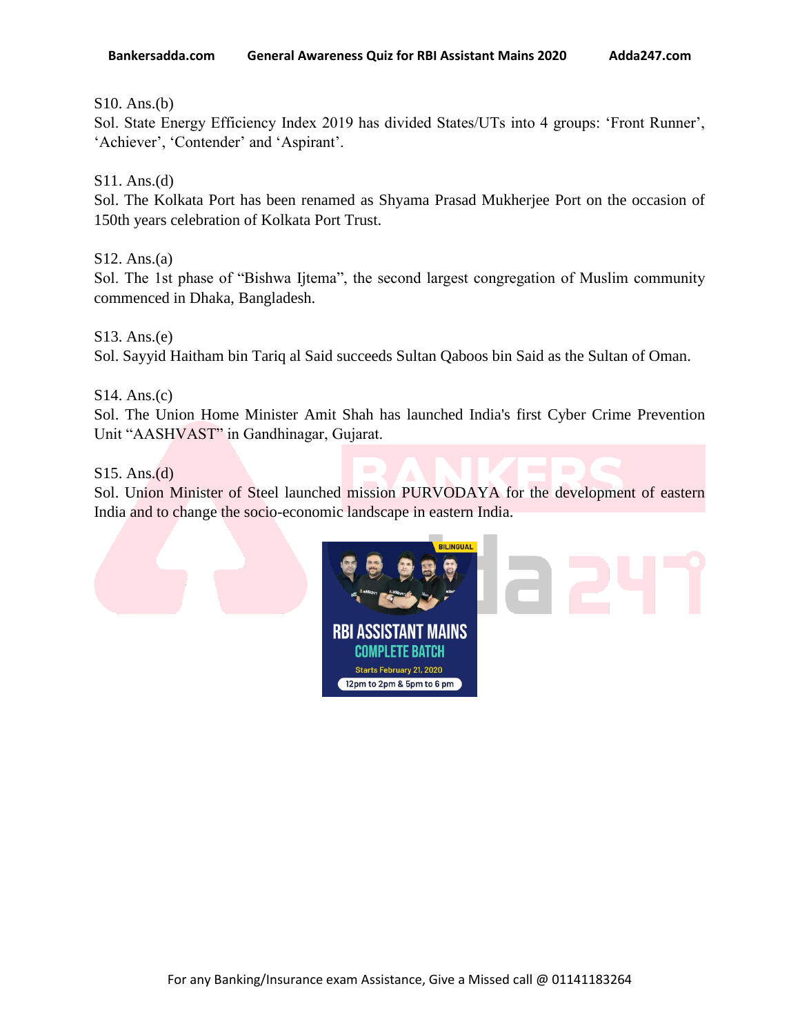S10. Ans.(b)

Sol. State Energy Efficiency Index 2019 has divided States/UTs into 4 groups: 'Front Runner', 'Achiever', 'Contender' and 'Aspirant'.

S11. Ans.(d)

Sol. The Kolkata Port has been renamed as Shyama Prasad Mukherjee Port on the occasion of 150th years celebration of Kolkata Port Trust.

S12. Ans.(a)

Sol. The 1st phase of "Bishwa Ijtema", the second largest congregation of Muslim community commenced in Dhaka, Bangladesh.

S13. Ans.(e)

Sol. Sayyid Haitham bin Tariq al Said succeeds Sultan Qaboos bin Said as the Sultan of Oman.

S14. Ans.(c)

Sol. The Union Home Minister Amit Shah has launched India's first Cyber Crime Prevention Unit "AASHVAST" in Gandhinagar, Gujarat.

S15. Ans.(d)

Sol. Union Minister of Steel launched mission PURVODAYA for the development of eastern India and to change the socio-economic landscape in eastern India.

BILINGUAL

RBI ASSISTANT MAINS

COMPLETE BATCH

Starts February 21, 2020

12pm to 2pm & 5pm to 6 pm

For any Banking/Insurance exam Assistance, Give a Missed call @ 01141183264